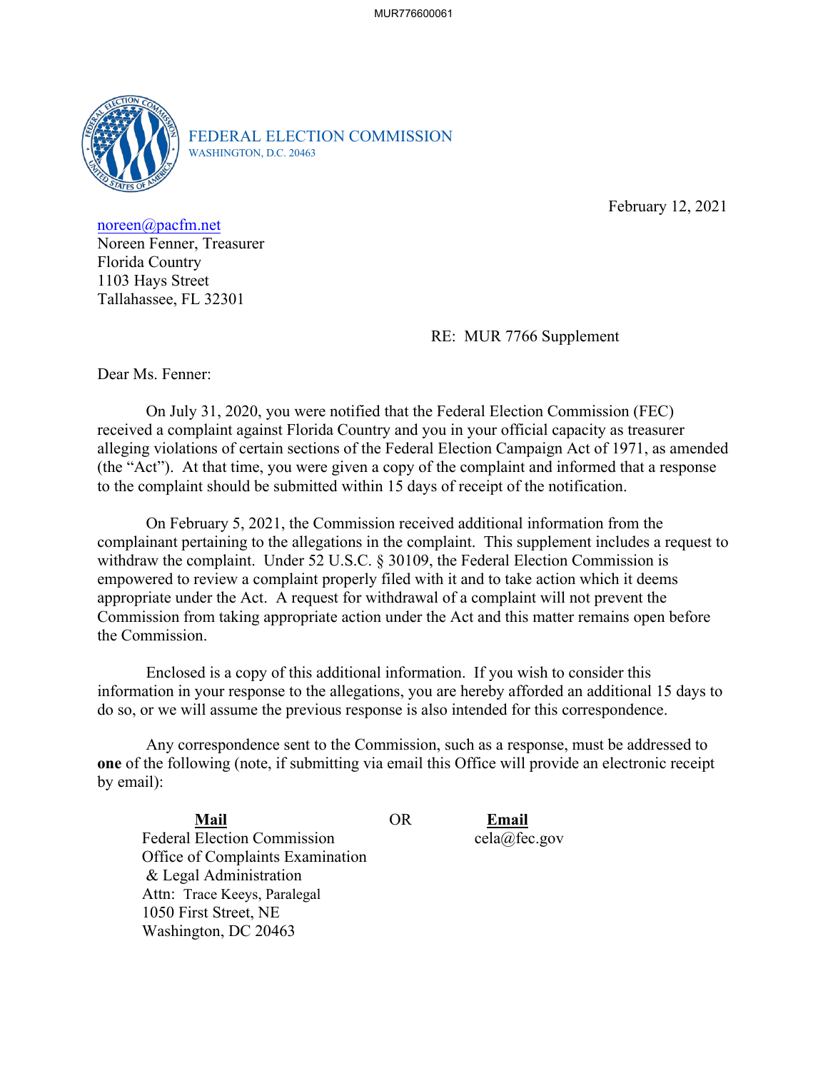FEDERAL ELECTION COMMISSION
WASHINGTON, D.C. 20463

February 12, 2021

noreen@pacfm.net
Noreen Fenner, Treasurer
Florida Country
1103 Hays Street
Tallahassee, FL 32301

RE: MUR 7766 Supplement

Dear Ms. Fenner:

On July 31, 2020, you were notified that the Federal Election Commission (FEC) received a complaint against Florida Country and you in your official capacity as treasurer alleging violations of certain sections of the Federal Election Campaign Act of 1971, as amended (the "Act"). At that time, you were given a copy of the complaint and informed that a response to the complaint should be submitted within 15 days of receipt of the notification.

On February 5, 2021, the Commission received additional information from the complainant pertaining to the allegations in the complaint. This supplement includes a request to withdraw the complaint. Under 52 U.S.C. § 30109, the Federal Election Commission is empowered to review a complaint properly filed with it and to take action which it deems appropriate under the Act. A request for withdrawal of a complaint will not prevent the Commission from taking appropriate action under the Act and this matter remains open before the Commission.

Enclosed is a copy of this additional information. If you wish to consider this information in your response to the allegations, you are hereby afforded an additional 15 days to do so, or we will assume the previous response is also intended for this correspondence.

Any correspondence sent to the Commission, such as a response, must be addressed to **one** of the following (note, if submitting via email this Office will provide an electronic receipt by email):

| **Mail** | OR | **Email** |
|---|---|---|
| Federal Election Commission<br>Office of Complaints Examination<br>& Legal Administration<br>Attn: Trace Keeys, Paralegal<br>1050 First Street, NE<br>Washington, DC 20463 | | cela@fec.gov |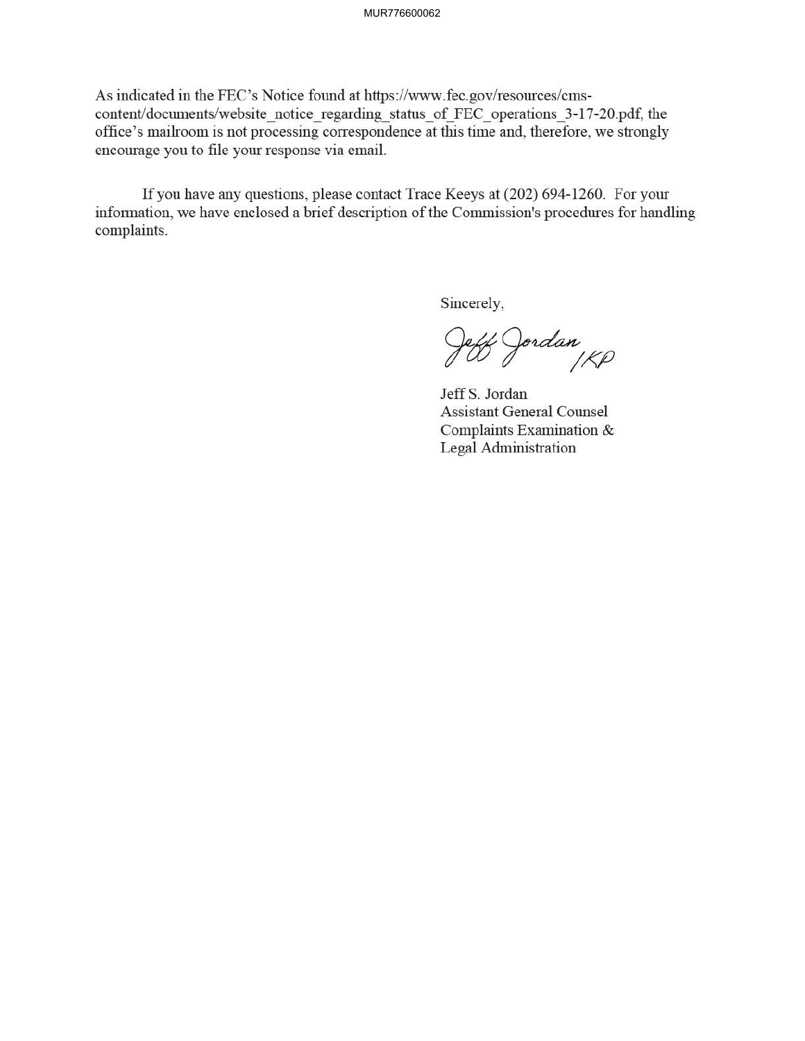As indicated in the FEC's Notice found at https://www.fec.gov/resources/cms-content/documents/website_notice_regarding_status_of_FEC_operations_3-17-20.pdf, the office's mailroom is not processing correspondence at this time and, therefore, we strongly encourage you to file your response via email.

If you have any questions, please contact Trace Keeys at (202) 694-1260. For your information, we have enclosed a brief description of the Commission's procedures for handling complaints.

Sincerely,

Jeff Jordan /KP

Jeff S. Jordan
Assistant General Counsel
Complaints Examination &
Legal Administration